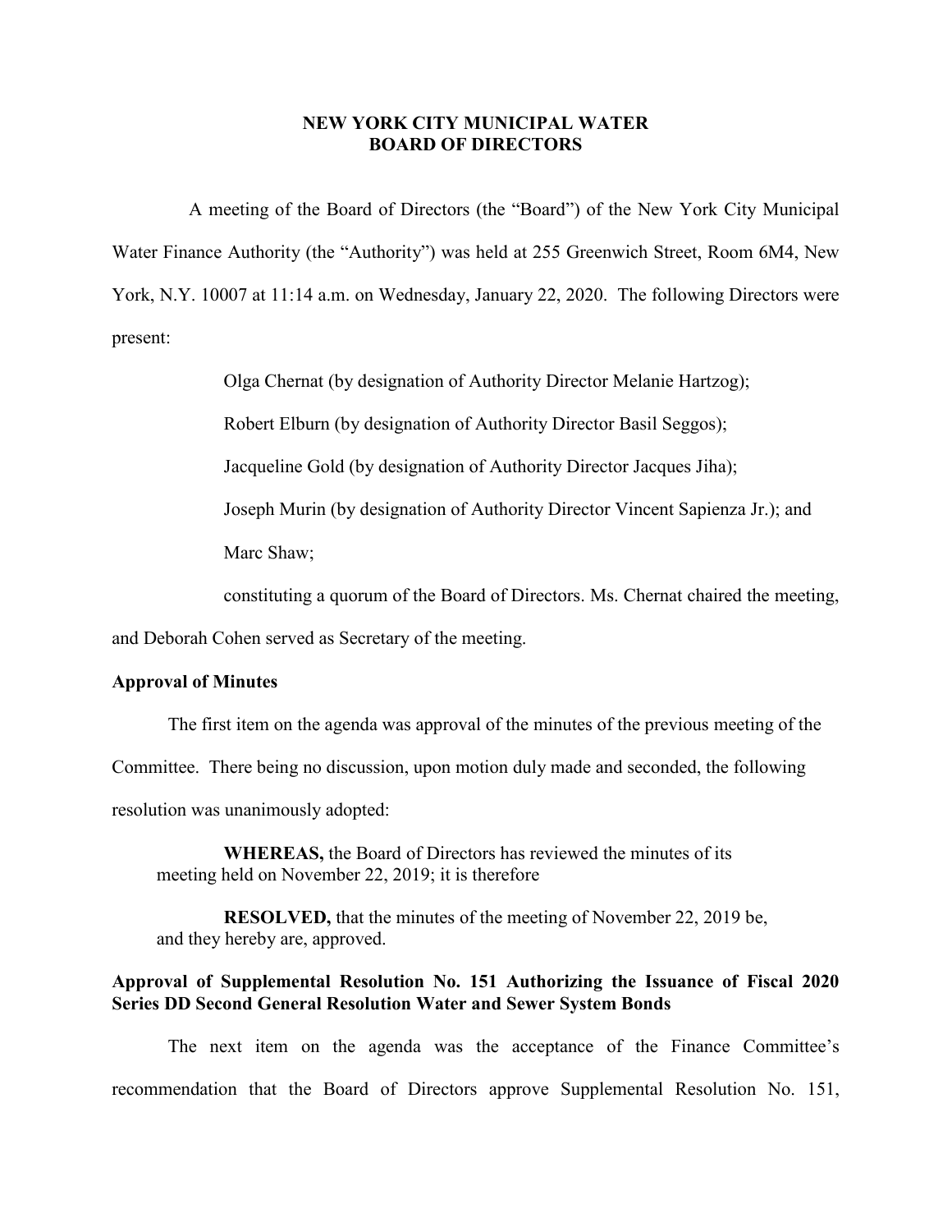# NEW YORK CITY MUNICIPAL WATER BOARD OF DIRECTORS

A meeting of the Board of Directors (the "Board") of the New York City Municipal Water Finance Authority (the "Authority") was held at 255 Greenwich Street, Room 6M4, New York, N.Y. 10007 at 11:14 a.m. on Wednesday, January 22, 2020. The following Directors were present:

Olga Chernat (by designation of Authority Director Melanie Hartzog);

Robert Elburn (by designation of Authority Director Basil Seggos);

Jacqueline Gold (by designation of Authority Director Jacques Jiha);

Joseph Murin (by designation of Authority Director Vincent Sapienza Jr.); and

Marc Shaw;

constituting a quorum of the Board of Directors. Ms. Chernat chaired the meeting, and Deborah Cohen served as Secretary of the meeting.

**Approval of Minutes**

The first item on the agenda was approval of the minutes of the previous meeting of the Committee. There being no discussion, upon motion duly made and seconded, the following resolution was unanimously adopted:

> **WHEREAS,** the Board of Directors has reviewed the minutes of its meeting held on November 22, 2019; it is therefore
>
> **RESOLVED,** that the minutes of the meeting of November 22, 2019 be, and they hereby are, approved.

**Approval of Supplemental Resolution No. 151 Authorizing the Issuance of Fiscal 2020 Series DD Second General Resolution Water and Sewer System Bonds**

The next item on the agenda was the acceptance of the Finance Committee's recommendation that the Board of Directors approve Supplemental Resolution No. 151,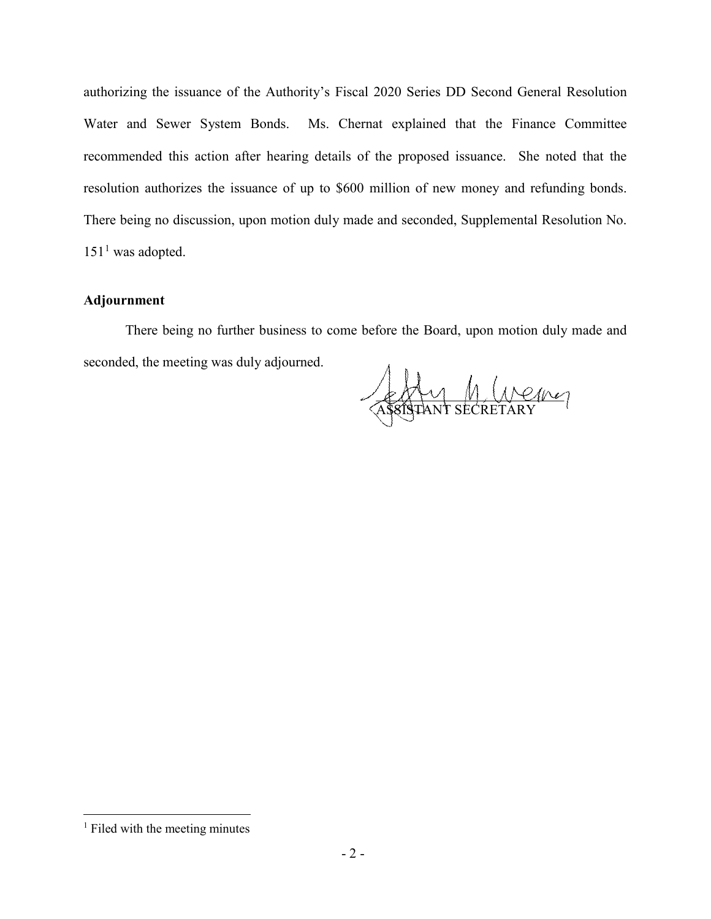authorizing the issuance of the Authority's Fiscal 2020 Series DD Second General Resolution Water and Sewer System Bonds. Ms. Chernat explained that the Finance Committee recommended this action after hearing details of the proposed issuance. She noted that the resolution authorizes the issuance of up to $600 million of new money and refunding bonds. There being no discussion, upon motion duly made and seconded, Supplemental Resolution No. 151[1] was adopted.

**Adjournment**

There being no further business to come before the Board, upon motion duly made and seconded, the meeting was duly adjourned.

ASSISTANT SECRETARY

[1] Filed with the meeting minutes